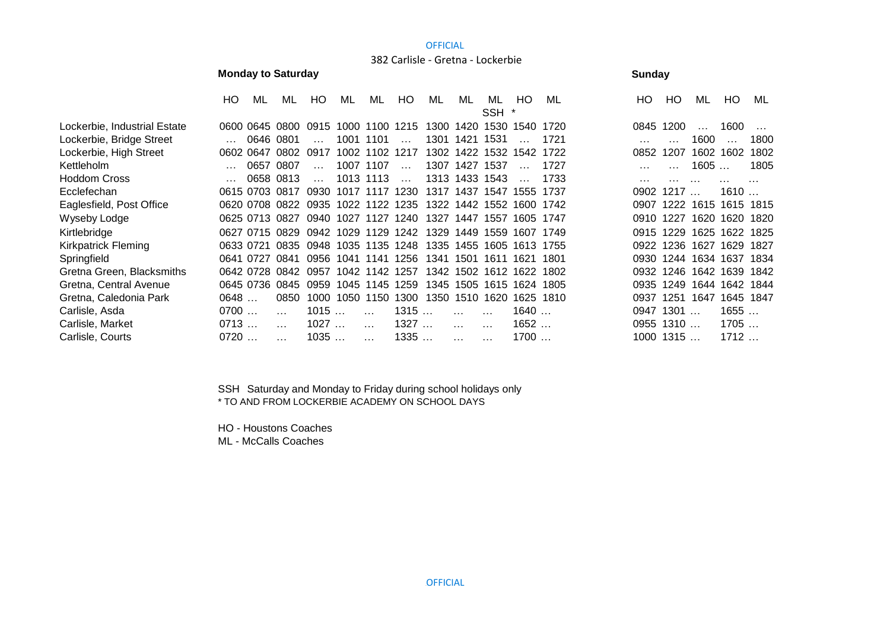382 Carlisle - Gretna - Lockerbie

**Monday to Saturday**

| | HO | ML | ML | HO | ML | ML | HO | ML | ML | ML | HO | ML |
|---|---|---|---|---|---|---|---|---|---|---|---|---|
| | | | | | | | | | | SSH | * | |
| Lockerbie, Industrial Estate | 0600 | 0645 | 0800 | 0915 | 1000 | 1100 | 1215 | 1300 | 1420 | 1530 | 1540 | 1720 |
| Lockerbie, Bridge Street | … | 0646 | 0801 | … | 1001 | 1101 | … | 1301 | 1421 | 1531 | … | 1721 |
| Lockerbie, High Street | 0602 | 0647 | 0802 | 0917 | 1002 | 1102 | 1217 | 1302 | 1422 | 1532 | 1542 | 1722 |
| Kettleholm | … | 0657 | 0807 | … | 1007 | 1107 | … | 1307 | 1427 | 1537 | … | 1727 |
| Hoddom Cross | … | 0658 | 0813 | … | 1013 | 1113 | … | 1313 | 1433 | 1543 | … | 1733 |
| Ecclefechan | 0615 | 0703 | 0817 | 0930 | 1017 | 1117 | 1230 | 1317 | 1437 | 1547 | 1555 | 1737 |
| Eaglesfield, Post Office | 0620 | 0708 | 0822 | 0935 | 1022 | 1122 | 1235 | 1322 | 1442 | 1552 | 1600 | 1742 |
| Wyseby Lodge | 0625 | 0713 | 0827 | 0940 | 1027 | 1127 | 1240 | 1327 | 1447 | 1557 | 1605 | 1747 |
| Kirtlebridge | 0627 | 0715 | 0829 | 0942 | 1029 | 1129 | 1242 | 1329 | 1449 | 1559 | 1607 | 1749 |
| Kirkpatrick Fleming | 0633 | 0721 | 0835 | 0948 | 1035 | 1135 | 1248 | 1335 | 1455 | 1605 | 1613 | 1755 |
| Springfield | 0641 | 0727 | 0841 | 0956 | 1041 | 1141 | 1256 | 1341 | 1501 | 1611 | 1621 | 1801 |
| Gretna Green, Blacksmiths | 0642 | 0728 | 0842 | 0957 | 1042 | 1142 | 1257 | 1342 | 1502 | 1612 | 1622 | 1802 |
| Gretna, Central Avenue | 0645 | 0736 | 0845 | 0959 | 1045 | 1145 | 1259 | 1345 | 1505 | 1615 | 1624 | 1805 |
| Gretna, Caledonia Park | 0648 | … | 0850 | 1000 | 1050 | 1150 | 1300 | 1350 | 1510 | 1620 | 1625 | 1810 |
| Carlisle, Asda | 0700 | … | … | 1015 | … | … | 1315 | … | … | … | 1640 | … |
| Carlisle, Market | 0713 | … | … | 1027 | … | … | 1327 | … | … | … | 1652 | … |
| Carlisle, Courts | 0720 | … | … | 1035 | … | … | 1335 | … | … | … | 1700 | … |

**Sunday**

| | HO | HO | ML | HO | ML |
|---|---|---|---|---|---|
| Lockerbie, Industrial Estate | 0845 | 1200 | … | 1600 | … |
| Lockerbie, Bridge Street | … | … | 1600 | … | 1800 |
| Lockerbie, High Street | 0852 | 1207 | 1602 | 1602 | 1802 |
| Kettleholm | … | … | 1605 | … | 1805 |
| Hoddom Cross | … | … | … | … | … |
| Ecclefechan | 0902 | 1217 | … | 1610 | … |
| Eaglesfield, Post Office | 0907 | 1222 | 1615 | 1615 | 1815 |
| Wyseby Lodge | 0910 | 1227 | 1620 | 1620 | 1820 |
| Kirtlebridge | 0915 | 1229 | 1625 | 1622 | 1825 |
| Kirkpatrick Fleming | 0922 | 1236 | 1627 | 1629 | 1827 |
| Springfield | 0930 | 1244 | 1634 | 1637 | 1834 |
| Gretna Green, Blacksmiths | 0932 | 1246 | 1642 | 1639 | 1842 |
| Gretna, Central Avenue | 0935 | 1249 | 1644 | 1642 | 1844 |
| Gretna, Caledonia Park | 0937 | 1251 | 1647 | 1645 | 1847 |
| Carlisle, Asda | 0947 | 1301 | … | 1655 | … |
| Carlisle, Market | 0955 | 1310 | … | 1705 | … |
| Carlisle, Courts | 1000 | 1315 | … | 1712 | … |

SSH Saturday and Monday to Friday during school holidays only
* TO AND FROM LOCKERBIE ACADEMY ON SCHOOL DAYS

HO - Houstons Coaches
ML - McCalls Coaches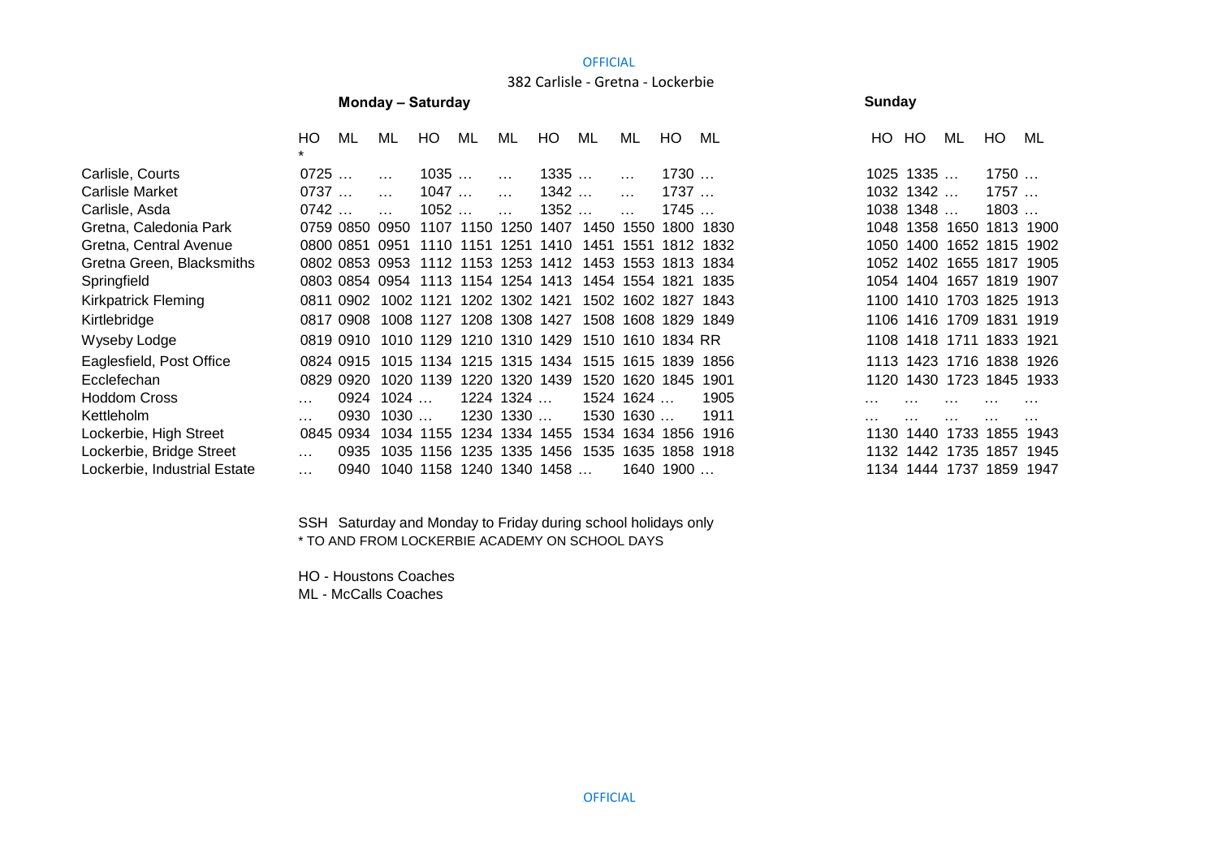382 Carlisle - Gretna - Lockerbie

## Monday – Saturday

| | HO * | ML | ML | HO | ML | ML | HO | ML | ML | HO | ML |
|---|---|---|---|---|---|---|---|---|---|---|---|
| Carlisle, Courts | 0725 | … | … | 1035 | … | … | 1335 | … | … | 1730 | … |
| Carlisle Market | 0737 | … | … | 1047 | … | … | 1342 | … | … | 1737 | … |
| Carlisle, Asda | 0742 | … | … | 1052 | … | … | 1352 | … | … | 1745 | … |
| Gretna, Caledonia Park | 0759 | 0850 | 0950 | 1107 | 1150 | 1250 | 1407 | 1450 | 1550 | 1800 | 1830 |
| Gretna, Central Avenue | 0800 | 0851 | 0951 | 1110 | 1151 | 1251 | 1410 | 1451 | 1551 | 1812 | 1832 |
| Gretna Green, Blacksmiths | 0802 | 0853 | 0953 | 1112 | 1153 | 1253 | 1412 | 1453 | 1553 | 1813 | 1834 |
| Springfield | 0803 | 0854 | 0954 | 1113 | 1154 | 1254 | 1413 | 1454 | 1554 | 1821 | 1835 |
| Kirkpatrick Fleming | 0811 | 0902 | 1002 | 1121 | 1202 | 1302 | 1421 | 1502 | 1602 | 1827 | 1843 |
| Kirtlebridge | 0817 | 0908 | 1008 | 1127 | 1208 | 1308 | 1427 | 1508 | 1608 | 1829 | 1849 |
| Wyseby Lodge | 0819 | 0910 | 1010 | 1129 | 1210 | 1310 | 1429 | 1510 | 1610 | 1834 | RR |
| Eaglesfield, Post Office | 0824 | 0915 | 1015 | 1134 | 1215 | 1315 | 1434 | 1515 | 1615 | 1839 | 1856 |
| Ecclefechan | 0829 | 0920 | 1020 | 1139 | 1220 | 1320 | 1439 | 1520 | 1620 | 1845 | 1901 |
| Hoddom Cross | … | 0924 | 1024 | … | 1224 | 1324 | … | 1524 | 1624 | … | 1905 |
| Kettleholm | … | 0930 | 1030 | … | 1230 | 1330 | … | 1530 | 1630 | … | 1911 |
| Lockerbie, High Street | 0845 | 0934 | 1034 | 1155 | 1234 | 1334 | 1455 | 1534 | 1634 | 1856 | 1916 |
| Lockerbie, Bridge Street | … | 0935 | 1035 | 1156 | 1235 | 1335 | 1456 | 1535 | 1635 | 1858 | 1918 |
| Lockerbie, Industrial Estate | … | 0940 | 1040 | 1158 | 1240 | 1340 | 1458 | … | 1640 | 1900 | … |

## Sunday

| | HO | HO | ML | HO | ML |
|---|---|---|---|---|---|
| Carlisle, Courts | 1025 | 1335 | … | 1750 | … |
| Carlisle Market | 1032 | 1342 | … | 1757 | … |
| Carlisle, Asda | 1038 | 1348 | … | 1803 | … |
| Gretna, Caledonia Park | 1048 | 1358 | 1650 | 1813 | 1900 |
| Gretna, Central Avenue | 1050 | 1400 | 1652 | 1815 | 1902 |
| Gretna Green, Blacksmiths | 1052 | 1402 | 1655 | 1817 | 1905 |
| Springfield | 1054 | 1404 | 1657 | 1819 | 1907 |
| Kirkpatrick Fleming | 1100 | 1410 | 1703 | 1825 | 1913 |
| Kirtlebridge | 1106 | 1416 | 1709 | 1831 | 1919 |
| Wyseby Lodge | 1108 | 1418 | 1711 | 1833 | 1921 |
| Eaglesfield, Post Office | 1113 | 1423 | 1716 | 1838 | 1926 |
| Ecclefechan | 1120 | 1430 | 1723 | 1845 | 1933 |
| Hoddom Cross | … | … | … | … | … |
| Kettleholm | … | … | … | … | … |
| Lockerbie, High Street | 1130 | 1440 | 1733 | 1855 | 1943 |
| Lockerbie, Bridge Street | 1132 | 1442 | 1735 | 1857 | 1945 |
| Lockerbie, Industrial Estate | 1134 | 1444 | 1737 | 1859 | 1947 |

SSH Saturday and Monday to Friday during school holidays only
* TO AND FROM LOCKERBIE ACADEMY ON SCHOOL DAYS

HO - Houstons Coaches
ML - McCalls Coaches